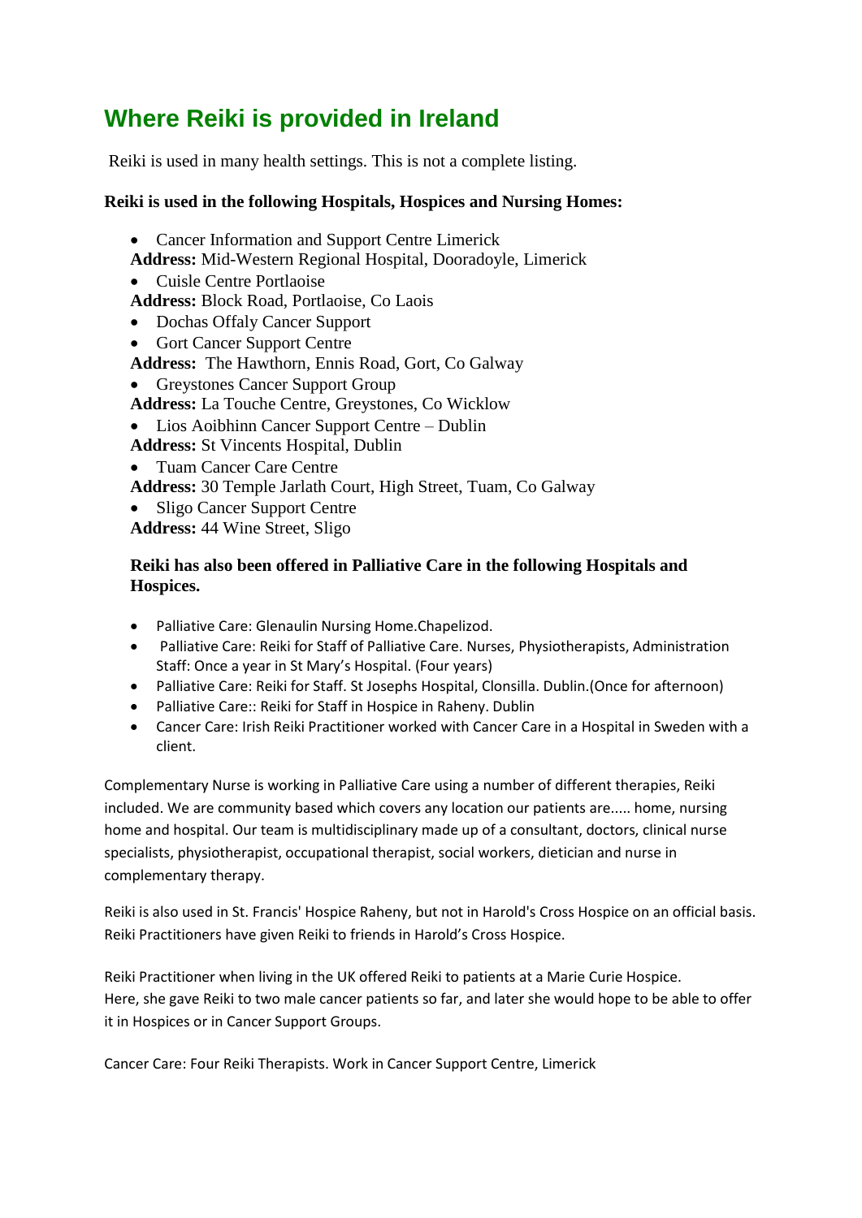# Where Reiki is provided in Ireland

Reiki is used in many health settings. This is not a complete listing.

**Reiki is used in the following Hospitals, Hospices and Nursing Homes:**

- Cancer Information and Support Centre Limerick

**Address:** Mid-Western Regional Hospital, Dooradoyle, Limerick

- Cuisle Centre Portlaoise

**Address:** Block Road, Portlaoise, Co Laois

- Dochas Offaly Cancer Support
- Gort Cancer Support Centre

**Address:** The Hawthorn, Ennis Road, Gort, Co Galway

- Greystones Cancer Support Group

**Address:** La Touche Centre, Greystones, Co Wicklow

- Lios Aoibhinn Cancer Support Centre – Dublin

**Address:** St Vincents Hospital, Dublin

- Tuam Cancer Care Centre

**Address:** 30 Temple Jarlath Court, High Street, Tuam, Co Galway

- Sligo Cancer Support Centre

**Address:** 44 Wine Street, Sligo

**Reiki has also been offered in Palliative Care in the following Hospitals and Hospices.**

- Palliative Care: Glenaulin Nursing Home.Chapelizod.
- Palliative Care: Reiki for Staff of Palliative Care. Nurses, Physiotherapists, Administration Staff: Once a year in St Mary's Hospital. (Four years)
- Palliative Care: Reiki for Staff. St Josephs Hospital, Clonsilla. Dublin.(Once for afternoon)
- Palliative Care:: Reiki for Staff in Hospice in Raheny. Dublin
- Cancer Care: Irish Reiki Practitioner worked with Cancer Care in a Hospital in Sweden with a client.

Complementary Nurse is working in Palliative Care using a number of different therapies, Reiki included. We are community based which covers any location our patients are..... home, nursing home and hospital. Our team is multidisciplinary made up of a consultant, doctors, clinical nurse specialists, physiotherapist, occupational therapist, social workers, dietician and nurse in complementary therapy.

Reiki is also used in St. Francis' Hospice Raheny, but not in Harold's Cross Hospice on an official basis. Reiki Practitioners have given Reiki to friends in Harold's Cross Hospice.

Reiki Practitioner when living in the UK offered Reiki to patients at a Marie Curie Hospice.
Here, she gave Reiki to two male cancer patients so far, and later she would hope to be able to offer it in Hospices or in Cancer Support Groups.

Cancer Care: Four Reiki Therapists. Work in Cancer Support Centre, Limerick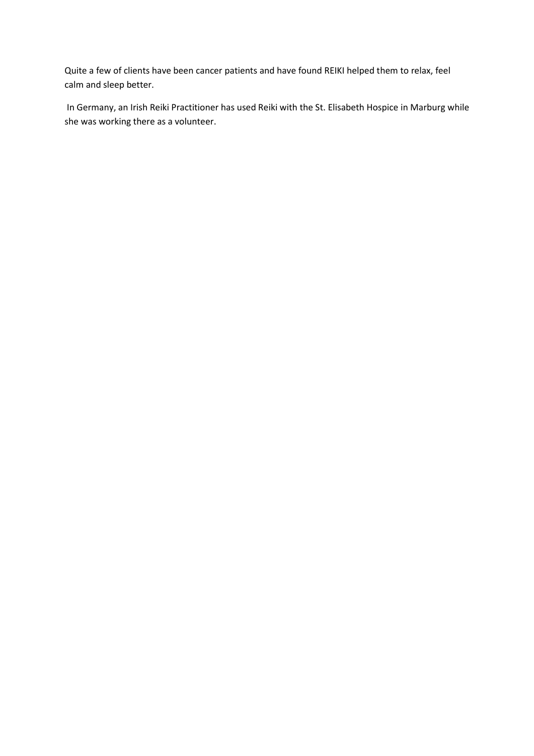Quite a few of clients have been cancer patients and have found REIKI helped them to relax, feel calm and sleep better.

In Germany, an Irish Reiki Practitioner has used Reiki with the St. Elisabeth Hospice in Marburg while she was working there as a volunteer.